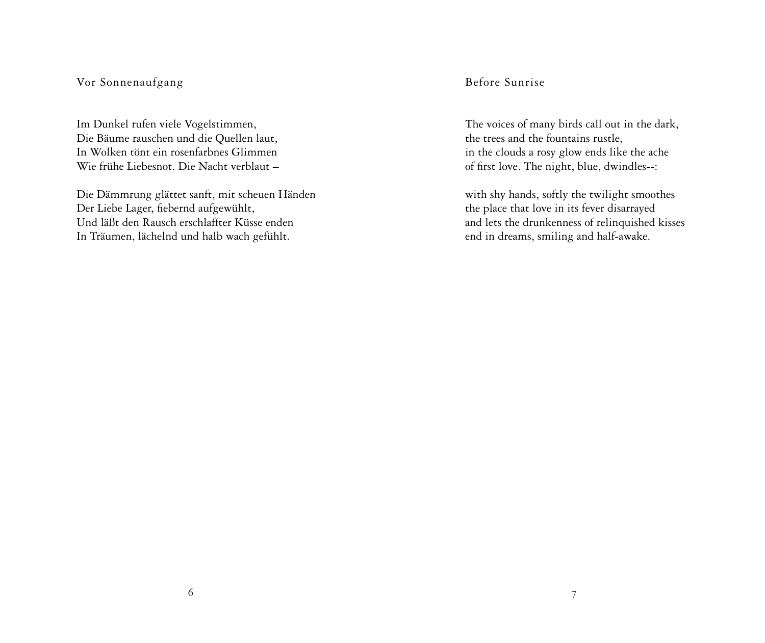## Vor Sonnenaufgang

Im Dunkel rufen viele Vogelstimmen,
Die Bäume rauschen und die Quellen laut,
In Wolken tönt ein rosenfarbnes Glimmen
Wie frühe Liebesnot. Die Nacht verblaut –

Die Dämmrung glättet sanft, mit scheuen Händen
Der Liebe Lager, fiebernd aufgewühlt,
Und läßt den Rausch erschlaffter Küsse enden
In Träumen, lächelnd und halb wach gefühlt.

## Before Sunrise

The voices of many birds call out in the dark,
the trees and the fountains rustle,
in the clouds a rosy glow ends like the ache
of first love. The night, blue, dwindles--:

with shy hands, softly the twilight smoothes
the place that love in its fever disarrayed
and lets the drunkenness of relinquished kisses
end in dreams, smiling and half-awake.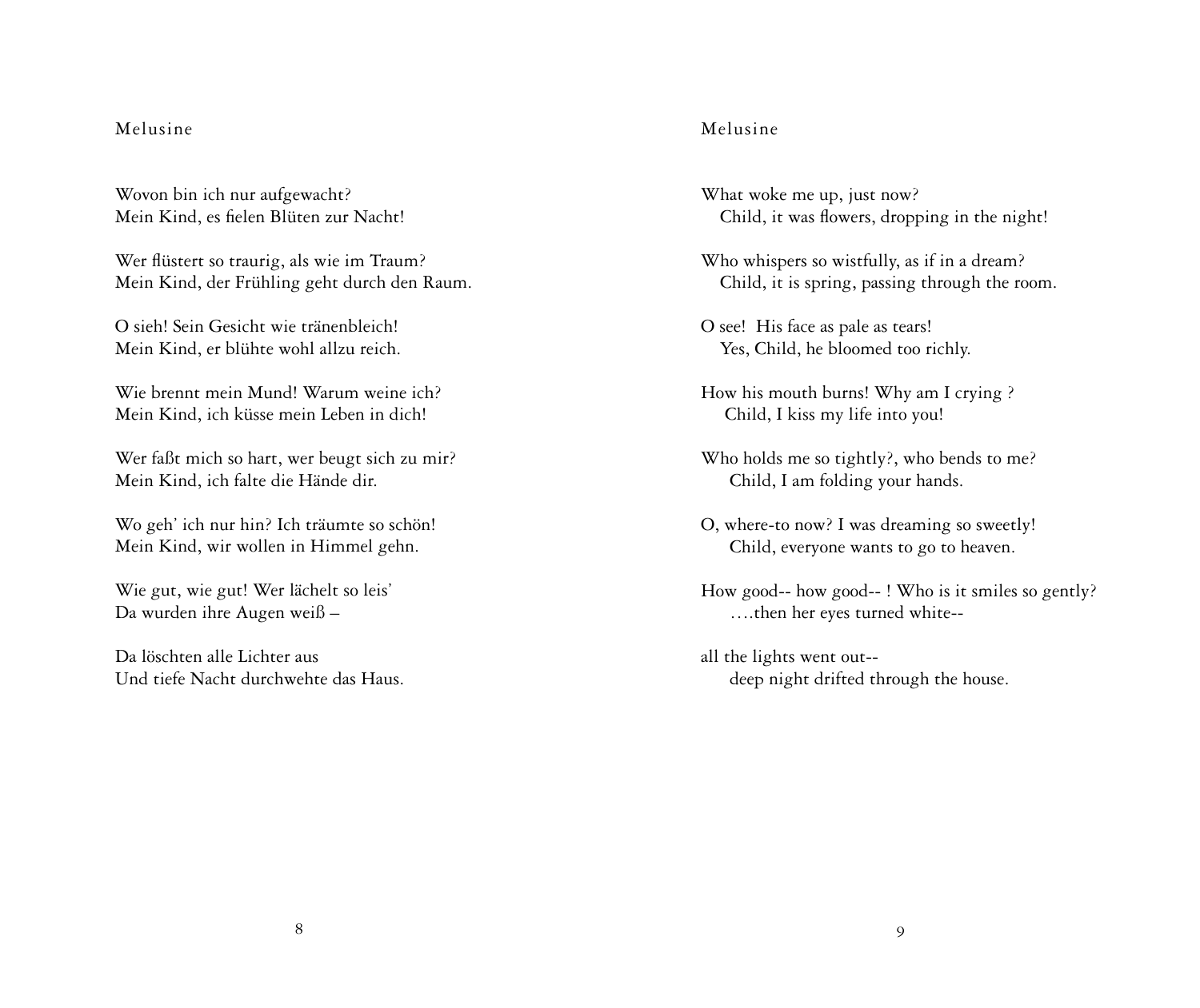## Melusine

Wovon bin ich nur aufgewacht?
Mein Kind, es fielen Blüten zur Nacht!

Wer flüstert so traurig, als wie im Traum?
Mein Kind, der Frühling geht durch den Raum.

O sieh! Sein Gesicht wie tränenbleich!
Mein Kind, er blühte wohl allzu reich.

Wie brennt mein Mund! Warum weine ich?
Mein Kind, ich küsse mein Leben in dich!

Wer faßt mich so hart, wer beugt sich zu mir?
Mein Kind, ich falte die Hände dir.

Wo geh' ich nur hin? Ich träumte so schön!
Mein Kind, wir wollen in Himmel gehn.

Wie gut, wie gut! Wer lächelt so leis'
Da wurden ihre Augen weiß –

Da löschten alle Lichter aus
Und tiefe Nacht durchwehte das Haus.

## Melusine

What woke me up, just now?
   Child, it was flowers, dropping in the night!

Who whispers so wistfully, as if in a dream?
   Child, it is spring, passing through the room.

O see! His face as pale as tears!
   Yes, Child, he bloomed too richly.

How his mouth burns! Why am I crying ?
   Child, I kiss my life into you!

Who holds me so tightly?, who bends to me?
   Child, I am folding your hands.

O, where-to now? I was dreaming so sweetly!
   Child, everyone wants to go to heaven.

How good-- how good-- ! Who is it smiles so gently?
   ….then her eyes turned white--

all the lights went out--
   deep night drifted through the house.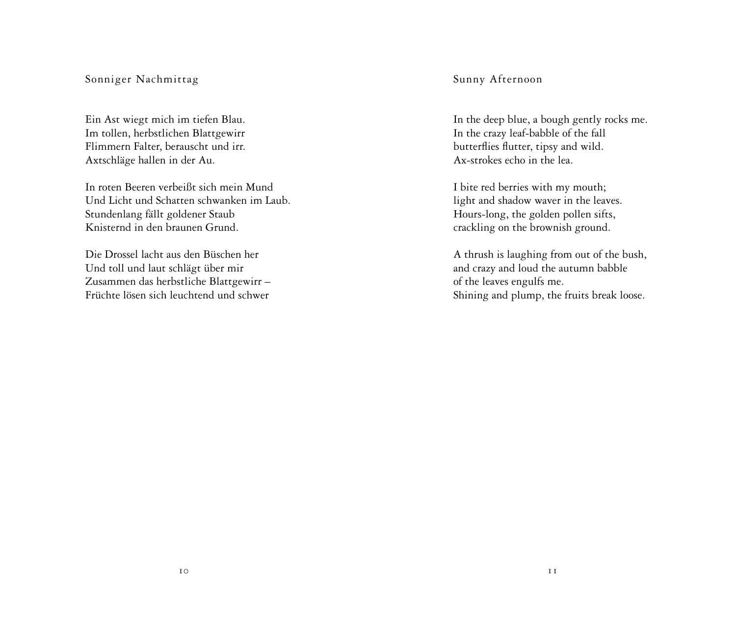## Sonniger Nachmittag

Ein Ast wiegt mich im tiefen Blau.
Im tollen, herbstlichen Blattgewirr
Flimmern Falter, berauscht und irr.
Axtschläge hallen in der Au.

In roten Beeren verbeißt sich mein Mund
Und Licht und Schatten schwanken im Laub.
Stundenlang fällt goldener Staub
Knisternd in den braunen Grund.

Die Drossel lacht aus den Büschen her
Und toll und laut schlägt über mir
Zusammen das herbstliche Blattgewirr –
Früchte lösen sich leuchtend und schwer

## Sunny Afternoon

In the deep blue, a bough gently rocks me.
In the crazy leaf-babble of the fall
butterflies flutter, tipsy and wild.
Ax-strokes echo in the lea.

I bite red berries with my mouth;
light and shadow waver in the leaves.
Hours-long, the golden pollen sifts,
crackling on the brownish ground.

A thrush is laughing from out of the bush,
and crazy and loud the autumn babble
of the leaves engulfs me.
Shining and plump, the fruits break loose.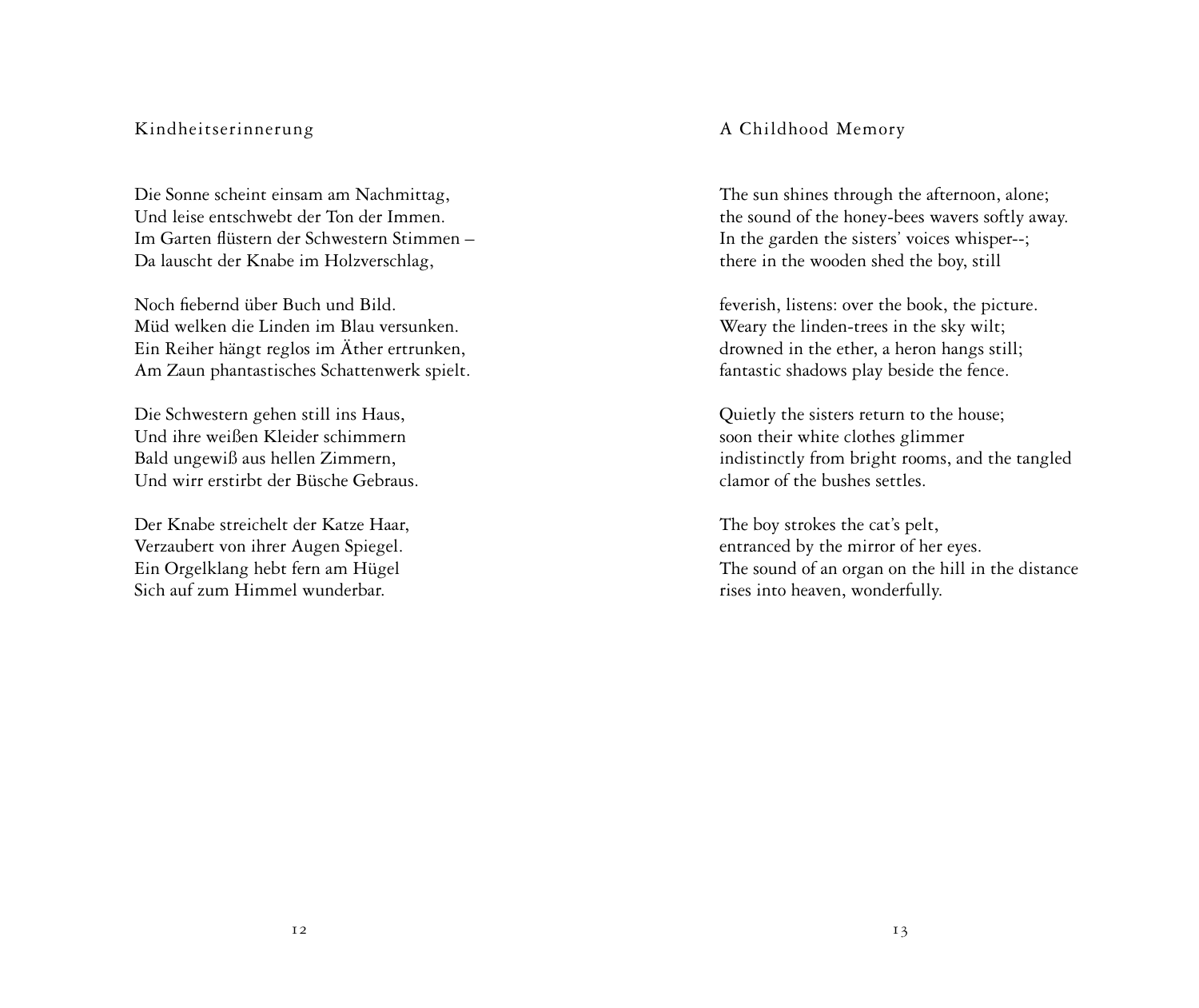## Kindheitserinnerung

Die Sonne scheint einsam am Nachmittag,
Und leise entschwebt der Ton der Immen.
Im Garten flüstern der Schwestern Stimmen –
Da lauscht der Knabe im Holzverschlag,

Noch fiebernd über Buch und Bild.
Müd welken die Linden im Blau versunken.
Ein Reiher hängt reglos im Äther ertrunken,
Am Zaun phantastisches Schattenwerk spielt.

Die Schwestern gehen still ins Haus,
Und ihre weißen Kleider schimmern
Bald ungewiß aus hellen Zimmern,
Und wirr erstirbt der Büsche Gebraus.

Der Knabe streichelt der Katze Haar,
Verzaubert von ihrer Augen Spiegel.
Ein Orgelklang hebt fern am Hügel
Sich auf zum Himmel wunderbar.

## A Childhood Memory

The sun shines through the afternoon, alone;
the sound of the honey-bees wavers softly away.
In the garden the sisters' voices whisper--;
there in the wooden shed the boy, still

feverish, listens: over the book, the picture.
Weary the linden-trees in the sky wilt;
drowned in the ether, a heron hangs still;
fantastic shadows play beside the fence.

Quietly the sisters return to the house;
soon their white clothes glimmer
indistinctly from bright rooms, and the tangled
clamor of the bushes settles.

The boy strokes the cat's pelt,
entranced by the mirror of her eyes.
The sound of an organ on the hill in the distance
rises into heaven, wonderfully.